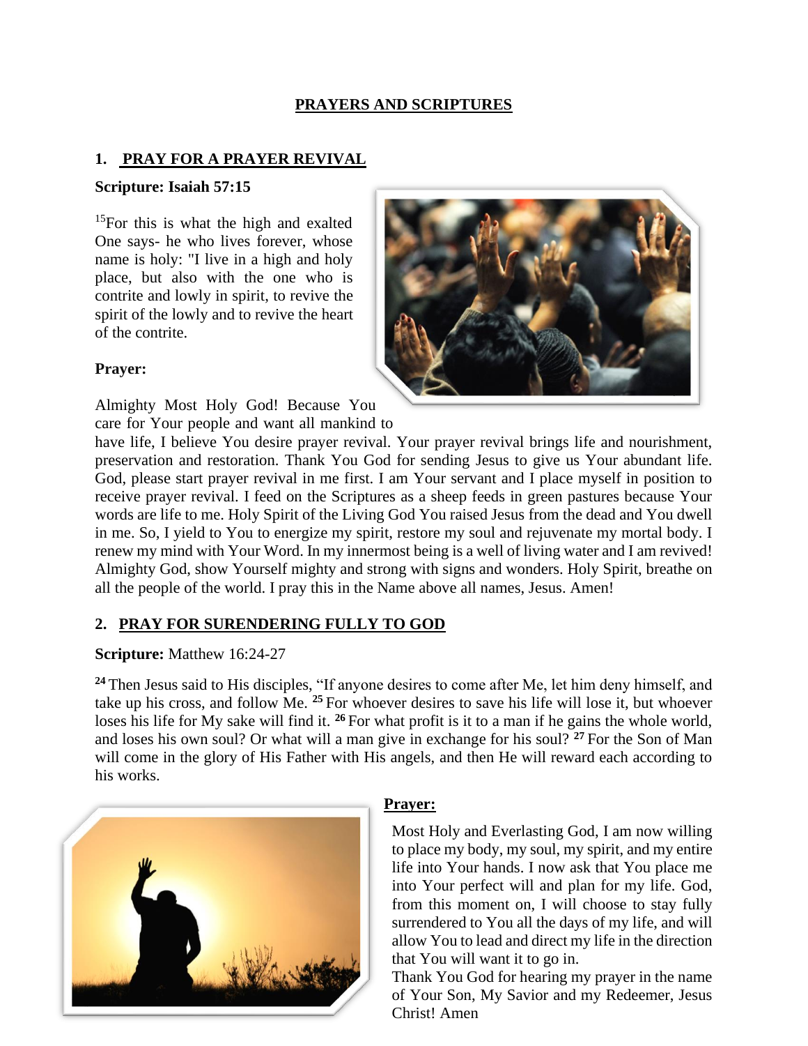# PRAYERS AND SCRIPTURES

## 1. PRAY FOR A PRAYER REVIVAL

**Scripture: Isaiah 57:15**

[15]For this is what the high and exalted One says- he who lives forever, whose name is holy: "I live in a high and holy place, but also with the one who is contrite and lowly in spirit, to revive the spirit of the lowly and to revive the heart of the contrite.

**Prayer:**

Almighty Most Holy God! Because You care for Your people and want all mankind to have life, I believe You desire prayer revival. Your prayer revival brings life and nourishment, preservation and restoration. Thank You God for sending Jesus to give us Your abundant life. God, please start prayer revival in me first. I am Your servant and I place myself in position to receive prayer revival. I feed on the Scriptures as a sheep feeds in green pastures because Your words are life to me. Holy Spirit of the Living God You raised Jesus from the dead and You dwell in me. So, I yield to You to energize my spirit, restore my soul and rejuvenate my mortal body. I renew my mind with Your Word. In my innermost being is a well of living water and I am revived! Almighty God, show Yourself mighty and strong with signs and wonders. Holy Spirit, breathe on all the people of the world. I pray this in the Name above all names, Jesus. Amen!

## 2. PRAY FOR SURENDERING FULLY TO GOD

**Scripture:** Matthew 16:24-27

**[24]** Then Jesus said to His disciples, "If anyone desires to come after Me, let him deny himself, and take up his cross, and follow Me. **[25]** For whoever desires to save his life will lose it, but whoever loses his life for My sake will find it. **[26]** For what profit is it to a man if he gains the whole world, and loses his own soul? Or what will a man give in exchange for his soul? **[27]** For the Son of Man will come in the glory of His Father with His angels, and then He will reward each according to his works.

**Prayer:**

Most Holy and Everlasting God, I am now willing to place my body, my soul, my spirit, and my entire life into Your hands. I now ask that You place me into Your perfect will and plan for my life. God, from this moment on, I will choose to stay fully surrendered to You all the days of my life, and will allow You to lead and direct my life in the direction that You will want it to go in.

Thank You God for hearing my prayer in the name of Your Son, My Savior and my Redeemer, Jesus Christ! Amen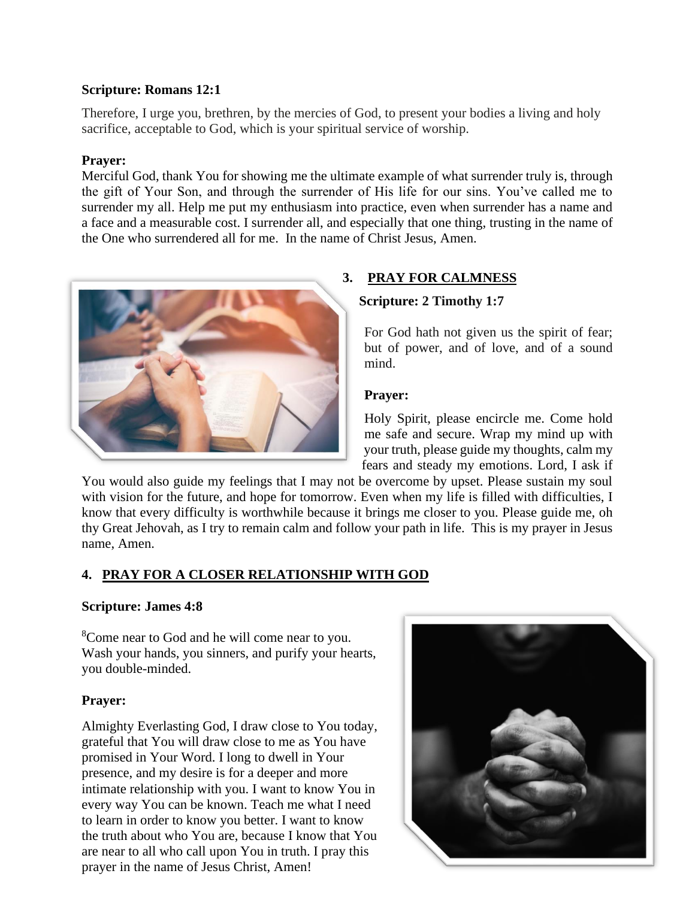**Scripture: Romans 12:1**

Therefore, I urge you, brethren, by the mercies of God, to present your bodies a living and holy sacrifice, acceptable to God, which is your spiritual service of worship.

**Prayer:**

Merciful God, thank You for showing me the ultimate example of what surrender truly is, through the gift of Your Son, and through the surrender of His life for our sins. You've called me to surrender my all. Help me put my enthusiasm into practice, even when surrender has a name and a face and a measurable cost. I surrender all, and especially that one thing, trusting in the name of the One who surrendered all for me. In the name of Christ Jesus, Amen.

## 3. PRAY FOR CALMNESS

**Scripture: 2 Timothy 1:7**

For God hath not given us the spirit of fear; but of power, and of love, and of a sound mind.

**Prayer:**

Holy Spirit, please encircle me. Come hold me safe and secure. Wrap my mind up with your truth, please guide my thoughts, calm my fears and steady my emotions. Lord, I ask if You would also guide my feelings that I may not be overcome by upset. Please sustain my soul with vision for the future, and hope for tomorrow. Even when my life is filled with difficulties, I know that every difficulty is worthwhile because it brings me closer to you. Please guide me, oh thy Great Jehovah, as I try to remain calm and follow your path in life. This is my prayer in Jesus name, Amen.

## 4. PRAY FOR A CLOSER RELATIONSHIP WITH GOD

**Scripture: James 4:8**

[8]Come near to God and he will come near to you. Wash your hands, you sinners, and purify your hearts, you double-minded.

**Prayer:**

Almighty Everlasting God, I draw close to You today, grateful that You will draw close to me as You have promised in Your Word. I long to dwell in Your presence, and my desire is for a deeper and more intimate relationship with you. I want to know You in every way You can be known. Teach me what I need to learn in order to know you better. I want to know the truth about who You are, because I know that You are near to all who call upon You in truth. I pray this prayer in the name of Jesus Christ, Amen!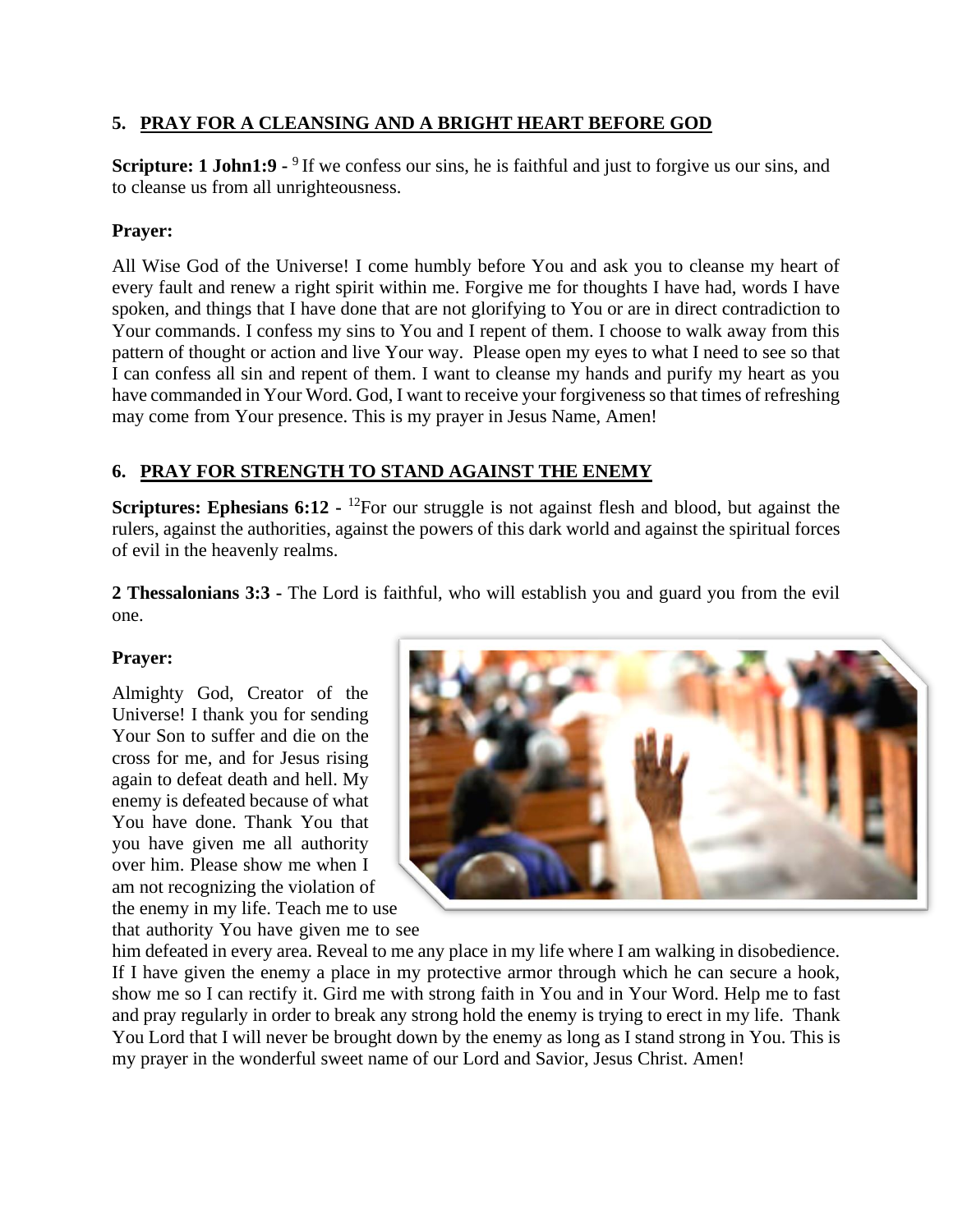## 5. PRAY FOR A CLEANSING AND A BRIGHT HEART BEFORE GOD

**Scripture: 1 John1:9 -** [9] If we confess our sins, he is faithful and just to forgive us our sins, and to cleanse us from all unrighteousness.

**Prayer:**

All Wise God of the Universe! I come humbly before You and ask you to cleanse my heart of every fault and renew a right spirit within me. Forgive me for thoughts I have had, words I have spoken, and things that I have done that are not glorifying to You or are in direct contradiction to Your commands. I confess my sins to You and I repent of them. I choose to walk away from this pattern of thought or action and live Your way. Please open my eyes to what I need to see so that I can confess all sin and repent of them. I want to cleanse my hands and purify my heart as you have commanded in Your Word. God, I want to receive your forgiveness so that times of refreshing may come from Your presence. This is my prayer in Jesus Name, Amen!

## 6. PRAY FOR STRENGTH TO STAND AGAINST THE ENEMY

**Scriptures: Ephesians 6:12 -** [12]For our struggle is not against flesh and blood, but against the rulers, against the authorities, against the powers of this dark world and against the spiritual forces of evil in the heavenly realms.

**2 Thessalonians 3:3 -** The Lord is faithful, who will establish you and guard you from the evil one.

**Prayer:**

Almighty God, Creator of the Universe! I thank you for sending Your Son to suffer and die on the cross for me, and for Jesus rising again to defeat death and hell. My enemy is defeated because of what You have done. Thank You that you have given me all authority over him. Please show me when I am not recognizing the violation of the enemy in my life. Teach me to use that authority You have given me to see him defeated in every area. Reveal to me any place in my life where I am walking in disobedience. If I have given the enemy a place in my protective armor through which he can secure a hook, show me so I can rectify it. Gird me with strong faith in You and in Your Word. Help me to fast and pray regularly in order to break any strong hold the enemy is trying to erect in my life. Thank You Lord that I will never be brought down by the enemy as long as I stand strong in You. This is my prayer in the wonderful sweet name of our Lord and Savior, Jesus Christ. Amen!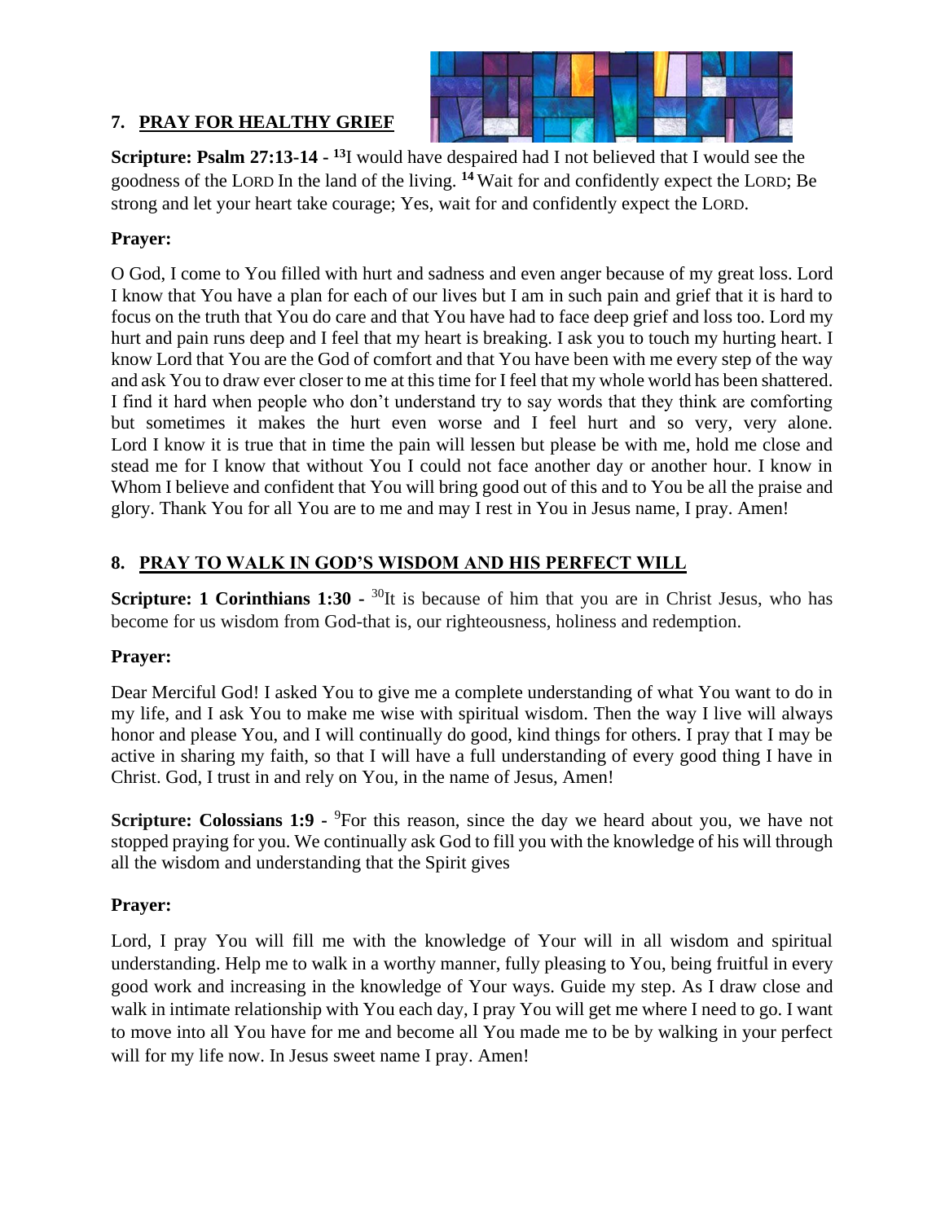## 7. PRAY FOR HEALTHY GRIEF

**Scripture: Psalm 27:13-14 -** [13]I would have despaired had I not believed that I would see the goodness of the LORD In the land of the living. [14] Wait for and confidently expect the LORD; Be strong and let your heart take courage; Yes, wait for and confidently expect the LORD.

**Prayer:**

O God, I come to You filled with hurt and sadness and even anger because of my great loss. Lord I know that You have a plan for each of our lives but I am in such pain and grief that it is hard to focus on the truth that You do care and that You have had to face deep grief and loss too. Lord my hurt and pain runs deep and I feel that my heart is breaking. I ask you to touch my hurting heart. I know Lord that You are the God of comfort and that You have been with me every step of the way and ask You to draw ever closer to me at this time for I feel that my whole world has been shattered. I find it hard when people who don't understand try to say words that they think are comforting but sometimes it makes the hurt even worse and I feel hurt and so very, very alone. Lord I know it is true that in time the pain will lessen but please be with me, hold me close and stead me for I know that without You I could not face another day or another hour. I know in Whom I believe and confident that You will bring good out of this and to You be all the praise and glory. Thank You for all You are to me and may I rest in You in Jesus name, I pray. Amen!

## 8. PRAY TO WALK IN GOD'S WISDOM AND HIS PERFECT WILL

**Scripture: 1 Corinthians 1:30 -** [30]It is because of him that you are in Christ Jesus, who has become for us wisdom from God-that is, our righteousness, holiness and redemption.

**Prayer:**

Dear Merciful God! I asked You to give me a complete understanding of what You want to do in my life, and I ask You to make me wise with spiritual wisdom. Then the way I live will always honor and please You, and I will continually do good, kind things for others. I pray that I may be active in sharing my faith, so that I will have a full understanding of every good thing I have in Christ. God, I trust in and rely on You, in the name of Jesus, Amen!

**Scripture: Colossians 1:9 -** [9]For this reason, since the day we heard about you, we have not stopped praying for you. We continually ask God to fill you with the knowledge of his will through all the wisdom and understanding that the Spirit gives

**Prayer:**

Lord, I pray You will fill me with the knowledge of Your will in all wisdom and spiritual understanding. Help me to walk in a worthy manner, fully pleasing to You, being fruitful in every good work and increasing in the knowledge of Your ways. Guide my step. As I draw close and walk in intimate relationship with You each day, I pray You will get me where I need to go. I want to move into all You have for me and become all You made me to be by walking in your perfect will for my life now. In Jesus sweet name I pray. Amen!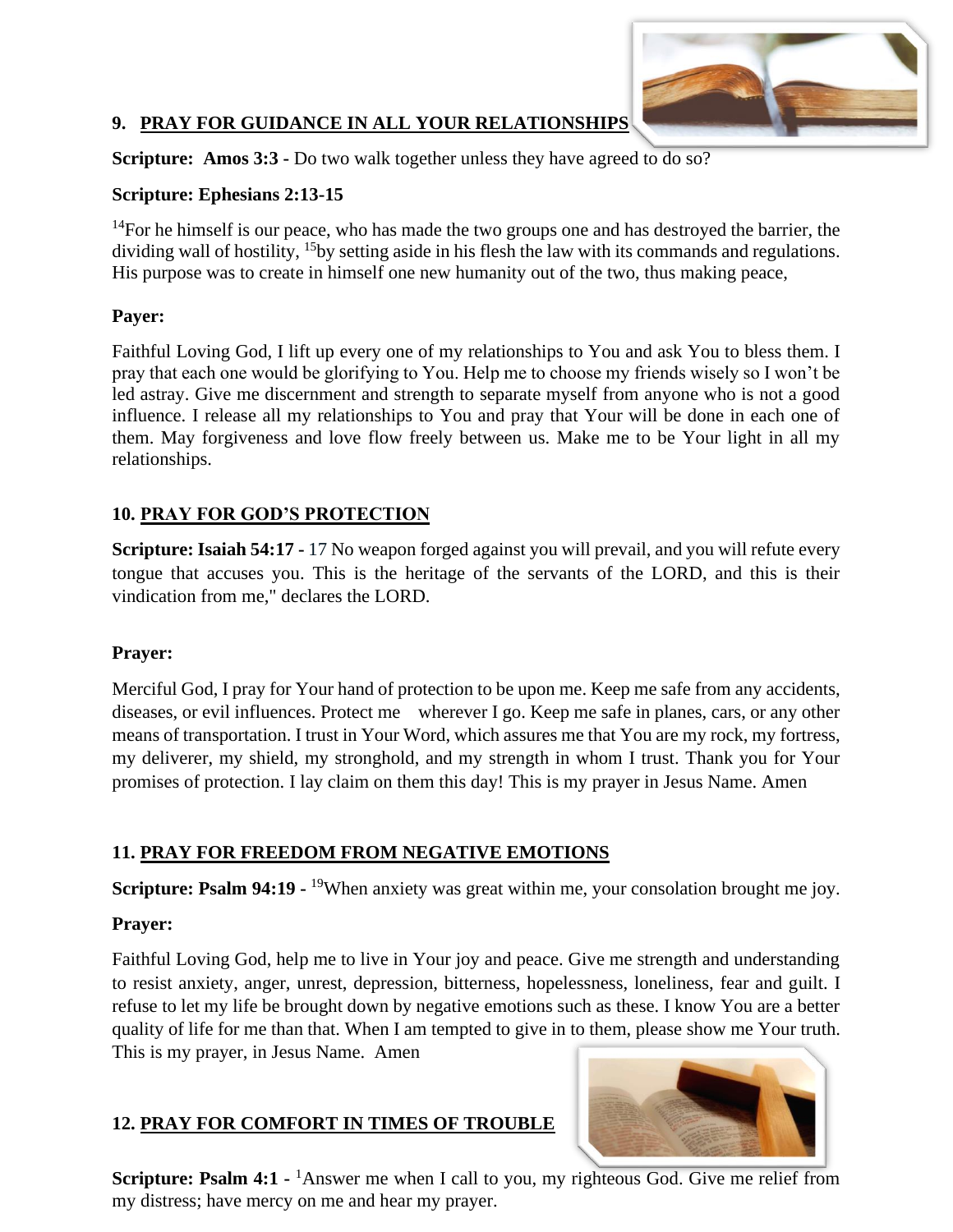## 9. PRAY FOR GUIDANCE IN ALL YOUR RELATIONSHIPS

**Scripture: Amos 3:3 -** Do two walk together unless they have agreed to do so?

**Scripture: Ephesians 2:13-15**

[14]For he himself is our peace, who has made the two groups one and has destroyed the barrier, the dividing wall of hostility, [15]by setting aside in his flesh the law with its commands and regulations. His purpose was to create in himself one new humanity out of the two, thus making peace,

**Payer:**

Faithful Loving God, I lift up every one of my relationships to You and ask You to bless them. I pray that each one would be glorifying to You. Help me to choose my friends wisely so I won't be led astray. Give me discernment and strength to separate myself from anyone who is not a good influence. I release all my relationships to You and pray that Your will be done in each one of them. May forgiveness and love flow freely between us. Make me to be Your light in all my relationships.

## 10. PRAY FOR GOD'S PROTECTION

**Scripture: Isaiah 54:17 -** 17 No weapon forged against you will prevail, and you will refute every tongue that accuses you. This is the heritage of the servants of the LORD, and this is their vindication from me," declares the LORD.

**Prayer:**

Merciful God, I pray for Your hand of protection to be upon me. Keep me safe from any accidents, diseases, or evil influences. Protect me wherever I go. Keep me safe in planes, cars, or any other means of transportation. I trust in Your Word, which assures me that You are my rock, my fortress, my deliverer, my shield, my stronghold, and my strength in whom I trust. Thank you for Your promises of protection. I lay claim on them this day! This is my prayer in Jesus Name. Amen

## 11. PRAY FOR FREEDOM FROM NEGATIVE EMOTIONS

**Scripture: Psalm 94:19 -** [19]When anxiety was great within me, your consolation brought me joy.

**Prayer:**

Faithful Loving God, help me to live in Your joy and peace. Give me strength and understanding to resist anxiety, anger, unrest, depression, bitterness, hopelessness, loneliness, fear and guilt. I refuse to let my life be brought down by negative emotions such as these. I know You are a better quality of life for me than that. When I am tempted to give in to them, please show me Your truth. This is my prayer, in Jesus Name. Amen

## 12. PRAY FOR COMFORT IN TIMES OF TROUBLE

**Scripture: Psalm 4:1 -** [1]Answer me when I call to you, my righteous God. Give me relief from my distress; have mercy on me and hear my prayer.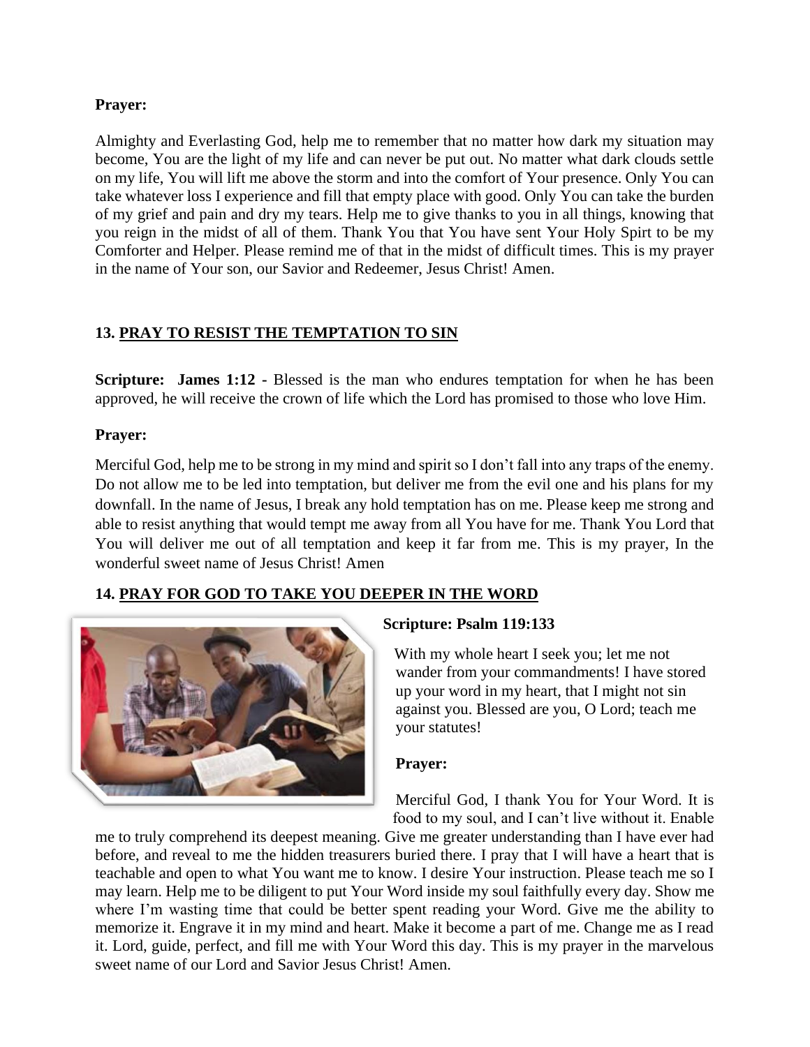**Prayer:**

Almighty and Everlasting God, help me to remember that no matter how dark my situation may become, You are the light of my life and can never be put out. No matter what dark clouds settle on my life, You will lift me above the storm and into the comfort of Your presence. Only You can take whatever loss I experience and fill that empty place with good. Only You can take the burden of my grief and pain and dry my tears. Help me to give thanks to you in all things, knowing that you reign in the midst of all of them. Thank You that You have sent Your Holy Spirt to be my Comforter and Helper. Please remind me of that in the midst of difficult times. This is my prayer in the name of Your son, our Savior and Redeemer, Jesus Christ! Amen.

## 13. PRAY TO RESIST THE TEMPTATION TO SIN

**Scripture: James 1:12 -** Blessed is the man who endures temptation for when he has been approved, he will receive the crown of life which the Lord has promised to those who love Him.

**Prayer:**

Merciful God, help me to be strong in my mind and spirit so I don't fall into any traps of the enemy. Do not allow me to be led into temptation, but deliver me from the evil one and his plans for my downfall. In the name of Jesus, I break any hold temptation has on me. Please keep me strong and able to resist anything that would tempt me away from all You have for me. Thank You Lord that You will deliver me out of all temptation and keep it far from me. This is my prayer, In the wonderful sweet name of Jesus Christ! Amen

## 14. PRAY FOR GOD TO TAKE YOU DEEPER IN THE WORD

**Scripture: Psalm 119:133**

With my whole heart I seek you; let me not wander from your commandments! I have stored up your word in my heart, that I might not sin against you. Blessed are you, O Lord; teach me your statutes!

**Prayer:**

Merciful God, I thank You for Your Word. It is food to my soul, and I can't live without it. Enable me to truly comprehend its deepest meaning. Give me greater understanding than I have ever had before, and reveal to me the hidden treasurers buried there. I pray that I will have a heart that is teachable and open to what You want me to know. I desire Your instruction. Please teach me so I may learn. Help me to be diligent to put Your Word inside my soul faithfully every day. Show me where I'm wasting time that could be better spent reading your Word. Give me the ability to memorize it. Engrave it in my mind and heart. Make it become a part of me. Change me as I read it. Lord, guide, perfect, and fill me with Your Word this day. This is my prayer in the marvelous sweet name of our Lord and Savior Jesus Christ! Amen.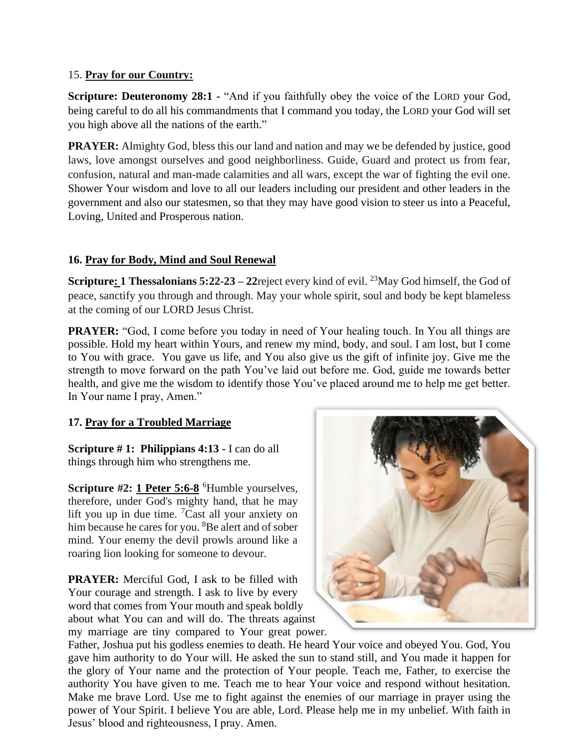15. **Pray for our Country:**

**Scripture: Deuteronomy 28:1 -** "And if you faithfully obey the voice of the LORD your God, being careful to do all his commandments that I command you today, the LORD your God will set you high above all the nations of the earth."

**PRAYER:** Almighty God, bless this our land and nation and may we be defended by justice, good laws, love amongst ourselves and good neighborliness. Guide, Guard and protect us from fear, confusion, natural and man-made calamities and all wars, except the war of fighting the evil one. Shower Your wisdom and love to all our leaders including our president and other leaders in the government and also our statesmen, so that they may have good vision to steer us into a Peaceful, Loving, United and Prosperous nation.

**16. Pray for Body, Mind and Soul Renewal**

**Scripture: 1 Thessalonians 5:22-23 – 22**reject every kind of evil. [23]May God himself, the God of peace, sanctify you through and through. May your whole spirit, soul and body be kept blameless at the coming of our LORD Jesus Christ.

**PRAYER:** "God, I come before you today in need of Your healing touch. In You all things are possible. Hold my heart within Yours, and renew my mind, body, and soul. I am lost, but I come to You with grace. You gave us life, and You also give us the gift of infinite joy. Give me the strength to move forward on the path You've laid out before me. God, guide me towards better health, and give me the wisdom to identify those You've placed around me to help me get better. In Your name I pray, Amen."

**17. Pray for a Troubled Marriage**

**Scripture # 1: Philippians 4:13 -** I can do all things through him who strengthens me.

**Scripture #2: 1 Peter 5:6-8** [6]Humble yourselves, therefore, under God's mighty hand, that he may lift you up in due time. [7]Cast all your anxiety on him because he cares for you. [8]Be alert and of sober mind. Your enemy the devil prowls around like a roaring lion looking for someone to devour.

**PRAYER:** Merciful God, I ask to be filled with Your courage and strength. I ask to live by every word that comes from Your mouth and speak boldly about what You can and will do. The threats against my marriage are tiny compared to Your great power. Father, Joshua put his godless enemies to death. He heard Your voice and obeyed You. God, You gave him authority to do Your will. He asked the sun to stand still, and You made it happen for the glory of Your name and the protection of Your people. Teach me, Father, to exercise the authority You have given to me. Teach me to hear Your voice and respond without hesitation. Make me brave Lord. Use me to fight against the enemies of our marriage in prayer using the power of Your Spirit. I believe You are able, Lord. Please help me in my unbelief. With faith in Jesus' blood and righteousness, I pray. Amen.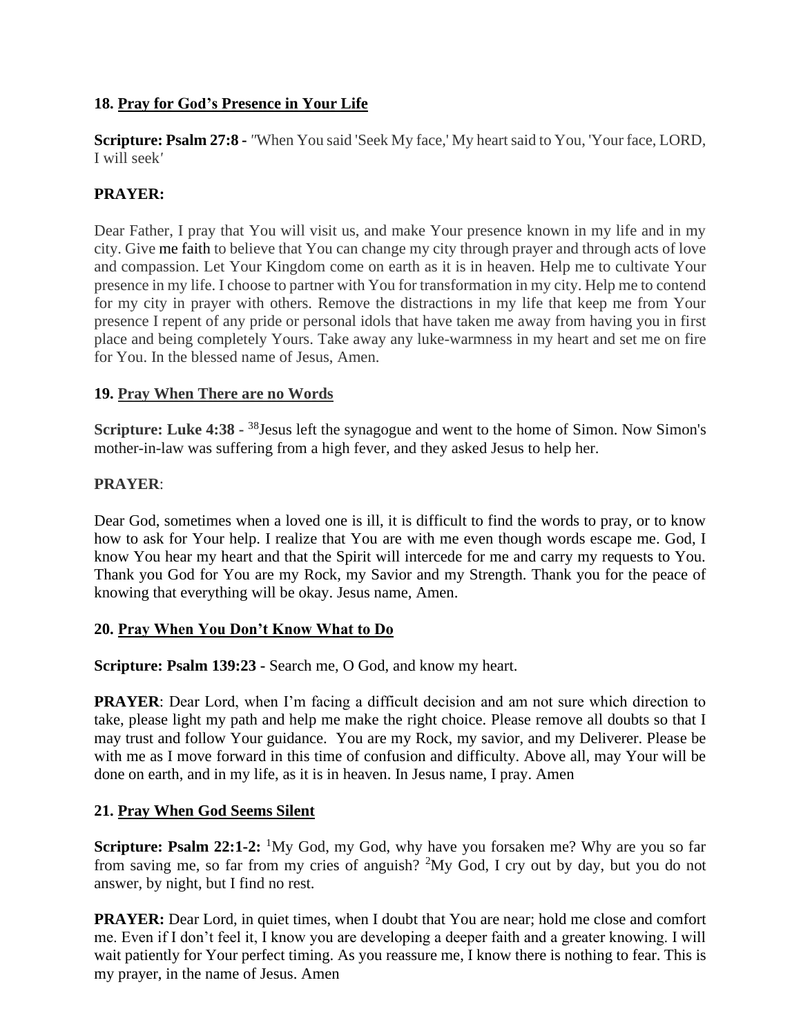**18. Pray for God's Presence in Your Life**

**Scripture: Psalm 27:8 -** *"*When You said 'Seek My face,' My heart said to You, 'Your face, LORD, I will seek*'*

**PRAYER:**

Dear Father, I pray that You will visit us, and make Your presence known in my life and in my city. Give me faith to believe that You can change my city through prayer and through acts of love and compassion. Let Your Kingdom come on earth as it is in heaven. Help me to cultivate Your presence in my life. I choose to partner with You for transformation in my city. Help me to contend for my city in prayer with others. Remove the distractions in my life that keep me from Your presence I repent of any pride or personal idols that have taken me away from having you in first place and being completely Yours. Take away any luke-warmness in my heart and set me on fire for You. In the blessed name of Jesus, Amen.

**19. Pray When There are no Words**

**Scripture: Luke 4:38 -** [38]Jesus left the synagogue and went to the home of Simon. Now Simon's mother-in-law was suffering from a high fever, and they asked Jesus to help her.

**PRAYER**:

Dear God, sometimes when a loved one is ill, it is difficult to find the words to pray, or to know how to ask for Your help. I realize that You are with me even though words escape me. God, I know You hear my heart and that the Spirit will intercede for me and carry my requests to You. Thank you God for You are my Rock, my Savior and my Strength. Thank you for the peace of knowing that everything will be okay. Jesus name, Amen.

**20. Pray When You Don't Know What to Do**

**Scripture: Psalm 139:23 -** Search me, O God, and know my heart.

**PRAYER**: Dear Lord, when I'm facing a difficult decision and am not sure which direction to take, please light my path and help me make the right choice. Please remove all doubts so that I may trust and follow Your guidance. You are my Rock, my savior, and my Deliverer. Please be with me as I move forward in this time of confusion and difficulty. Above all, may Your will be done on earth, and in my life, as it is in heaven. In Jesus name, I pray. Amen

**21. Pray When God Seems Silent**

**Scripture: Psalm 22:1-2:** [1]My God, my God, why have you forsaken me? Why are you so far from saving me, so far from my cries of anguish? [2]My God, I cry out by day, but you do not answer, by night, but I find no rest.

**PRAYER:** Dear Lord, in quiet times, when I doubt that You are near; hold me close and comfort me. Even if I don't feel it, I know you are developing a deeper faith and a greater knowing. I will wait patiently for Your perfect timing. As you reassure me, I know there is nothing to fear. This is my prayer, in the name of Jesus. Amen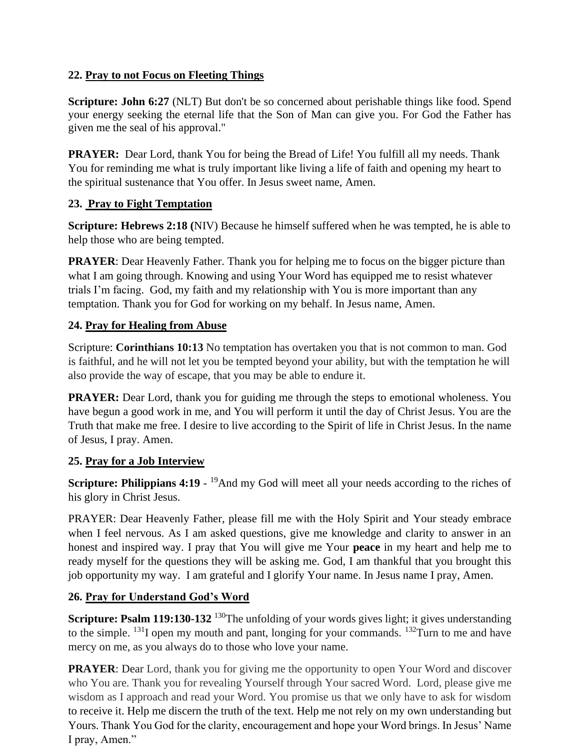**22. Pray to not Focus on Fleeting Things**

**Scripture: John 6:27** (NLT) But don't be so concerned about perishable things like food. Spend your energy seeking the eternal life that the Son of Man can give you. For God the Father has given me the seal of his approval."

**PRAYER:** Dear Lord, thank You for being the Bread of Life! You fulfill all my needs. Thank You for reminding me what is truly important like living a life of faith and opening my heart to the spiritual sustenance that You offer. In Jesus sweet name, Amen.

**23. Pray to Fight Temptation**

**Scripture: Hebrews 2:18 (**NIV) Because he himself suffered when he was tempted, he is able to help those who are being tempted.

**PRAYER**: Dear Heavenly Father. Thank you for helping me to focus on the bigger picture than what I am going through. Knowing and using Your Word has equipped me to resist whatever trials I'm facing. God, my faith and my relationship with You is more important than any temptation. Thank you for God for working on my behalf. In Jesus name, Amen.

**24. Pray for Healing from Abuse**

Scripture: **Corinthians 10:13** No temptation has overtaken you that is not common to man. God is faithful, and he will not let you be tempted beyond your ability, but with the temptation he will also provide the way of escape, that you may be able to endure it.

**PRAYER:** Dear Lord, thank you for guiding me through the steps to emotional wholeness. You have begun a good work in me, and You will perform it until the day of Christ Jesus. You are the Truth that make me free. I desire to live according to the Spirit of life in Christ Jesus. In the name of Jesus, I pray. Amen.

**25. Pray for a Job Interview**

**Scripture: Philippians 4:19** - [19]And my God will meet all your needs according to the riches of his glory in Christ Jesus.

PRAYER: Dear Heavenly Father, please fill me with the Holy Spirit and Your steady embrace when I feel nervous. As I am asked questions, give me knowledge and clarity to answer in an honest and inspired way. I pray that You will give me Your **peace** in my heart and help me to ready myself for the questions they will be asking me. God, I am thankful that you brought this job opportunity my way. I am grateful and I glorify Your name. In Jesus name I pray, Amen.

**26. Pray for Understand God's Word**

**Scripture: Psalm 119:130-132** [130]The unfolding of your words gives light; it gives understanding to the simple. [131]I open my mouth and pant, longing for your commands. [132]Turn to me and have mercy on me, as you always do to those who love your name.

**PRAYER**: Dear Lord, thank you for giving me the opportunity to open Your Word and discover who You are. Thank you for revealing Yourself through Your sacred Word. Lord, please give me wisdom as I approach and read your Word. You promise us that we only have to ask for wisdom to receive it. Help me discern the truth of the text. Help me not rely on my own understanding but Yours. Thank You God for the clarity, encouragement and hope your Word brings. In Jesus' Name I pray, Amen."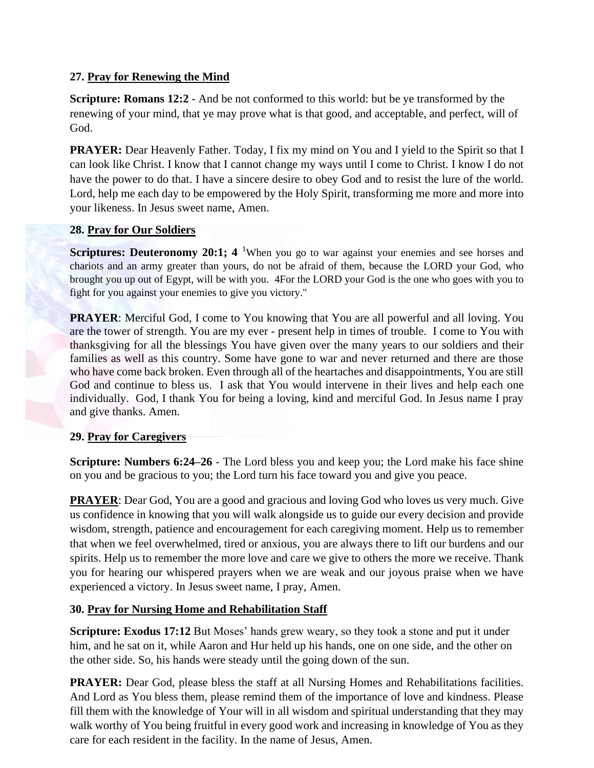**27. Pray for Renewing the Mind**

**Scripture: Romans 12:2** - And be not conformed to this world: but be ye transformed by the renewing of your mind, that ye may prove what is that good, and acceptable, and perfect, will of God.

**PRAYER:** Dear Heavenly Father. Today, I fix my mind on You and I yield to the Spirit so that I can look like Christ. I know that I cannot change my ways until I come to Christ. I know I do not have the power to do that. I have a sincere desire to obey God and to resist the lure of the world. Lord, help me each day to be empowered by the Holy Spirit, transforming me more and more into your likeness. In Jesus sweet name, Amen.

**28. Pray for Our Soldiers**

**Scriptures: Deuteronomy 20:1; 4** [1]When you go to war against your enemies and see horses and chariots and an army greater than yours, do not be afraid of them, because the LORD your God, who brought you up out of Egypt, will be with you. 4For the LORD your God is the one who goes with you to fight for you against your enemies to give you victory."

**PRAYER**: Merciful God, I come to You knowing that You are all powerful and all loving. You are the tower of strength. You are my ever - present help in times of trouble. I come to You with thanksgiving for all the blessings You have given over the many years to our soldiers and their families as well as this country. Some have gone to war and never returned and there are those who have come back broken. Even through all of the heartaches and disappointments, You are still God and continue to bless us. I ask that You would intervene in their lives and help each one individually. God, I thank You for being a loving, kind and merciful God. In Jesus name I pray and give thanks. Amen.

**29. Pray for Caregivers**

**Scripture: Numbers 6:24–26** - The Lord bless you and keep you; the Lord make his face shine on you and be gracious to you; the Lord turn his face toward you and give you peace.

**PRAYER**: Dear God, You are a good and gracious and loving God who loves us very much. Give us confidence in knowing that you will walk alongside us to guide our every decision and provide wisdom, strength, patience and encouragement for each caregiving moment. Help us to remember that when we feel overwhelmed, tired or anxious, you are always there to lift our burdens and our spirits. Help us to remember the more love and care we give to others the more we receive. Thank you for hearing our whispered prayers when we are weak and our joyous praise when we have experienced a victory. In Jesus sweet name, I pray, Amen.

**30. Pray for Nursing Home and Rehabilitation Staff**

**Scripture: Exodus 17:12** But Moses' hands grew weary, so they took a stone and put it under him, and he sat on it, while Aaron and Hur held up his hands, one on one side, and the other on the other side. So, his hands were steady until the going down of the sun.

**PRAYER:** Dear God, please bless the staff at all Nursing Homes and Rehabilitations facilities. And Lord as You bless them, please remind them of the importance of love and kindness. Please fill them with the knowledge of Your will in all wisdom and spiritual understanding that they may walk worthy of You being fruitful in every good work and increasing in knowledge of You as they care for each resident in the facility. In the name of Jesus, Amen.